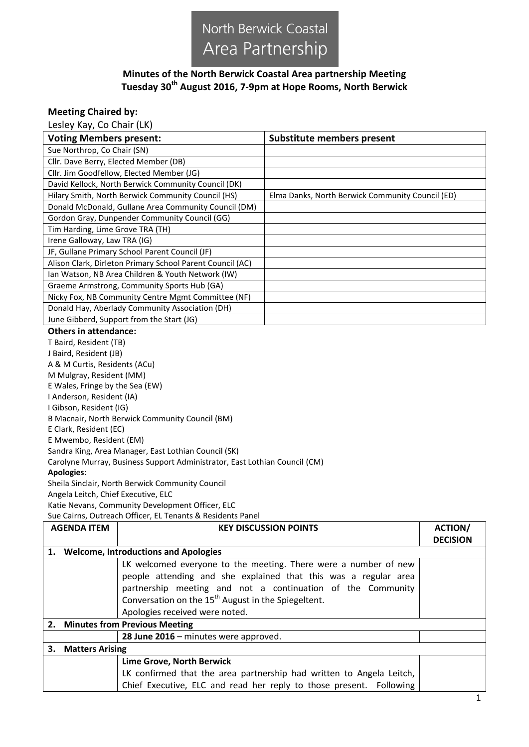# North Berwick Coastal Area Partnership

## Minutes of the North Berwick Coastal Area partnership Meeting
## Tuesday 30th August 2016, 7-9pm at Hope Rooms, North Berwick

**Meeting Chaired by:**

Lesley Kay, Co Chair (LK)

| Voting Members present: | Substitute members present |
|---|---|
| Sue Northrop, Co Chair (SN) | |
| Cllr. Dave Berry, Elected Member (DB) | |
| Cllr. Jim Goodfellow, Elected Member (JG) | |
| David Kellock, North Berwick Community Council (DK) | |
| Hilary Smith, North Berwick Community Council (HS) | Elma Danks, North Berwick Community Council (ED) |
| Donald McDonald, Gullane Area Community Council (DM) | |
| Gordon Gray, Dunpender Community Council (GG) | |
| Tim Harding, Lime Grove TRA (TH) | |
| Irene Galloway, Law TRA (IG) | |
| JF, Gullane Primary School Parent Council (JF) | |
| Alison Clark, Dirleton Primary School Parent Council (AC) | |
| Ian Watson, NB Area Children & Youth Network (IW) | |
| Graeme Armstrong, Community Sports Hub (GA) | |
| Nicky Fox, NB Community Centre Mgmt Committee (NF) | |
| Donald Hay, Aberlady Community Association (DH) | |
| June Gibberd, Support from the Start (JG) | |

**Others in attendance:**

T Baird, Resident (TB)
J Baird, Resident (JB)
A & M Curtis, Residents (ACu)
M Mulgray, Resident (MM)
E Wales, Fringe by the Sea (EW)
I Anderson, Resident (IA)
I Gibson, Resident (IG)
B Macnair, North Berwick Community Council (BM)
E Clark, Resident (EC)
E Mwembo, Resident (EM)
Sandra King, Area Manager, East Lothian Council (SK)
Carolyne Murray, Business Support Administrator, East Lothian Council (CM)

**Apologies**:

Sheila Sinclair, North Berwick Community Council
Angela Leitch, Chief Executive, ELC
Katie Nevans, Community Development Officer, ELC
Sue Cairns, Outreach Officer, EL Tenants & Residents Panel

| AGENDA ITEM | KEY DISCUSSION POINTS | ACTION/ DECISION |
|---|---|---|
| **1. Welcome, Introductions and Apologies** | | |
| | LK welcomed everyone to the meeting. There were a number of new people attending and she explained that this was a regular area partnership meeting and not a continuation of the Community Conversation on the 15th August in the Spiegeltent. Apologies received were noted. | |
| **2. Minutes from Previous Meeting** | | |
| | **28 June 2016** – minutes were approved. | |
| **3. Matters Arising** | | |
| | **Lime Grove, North Berwick** LK confirmed that the area partnership had written to Angela Leitch, Chief Executive, ELC and read her reply to those present. Following | |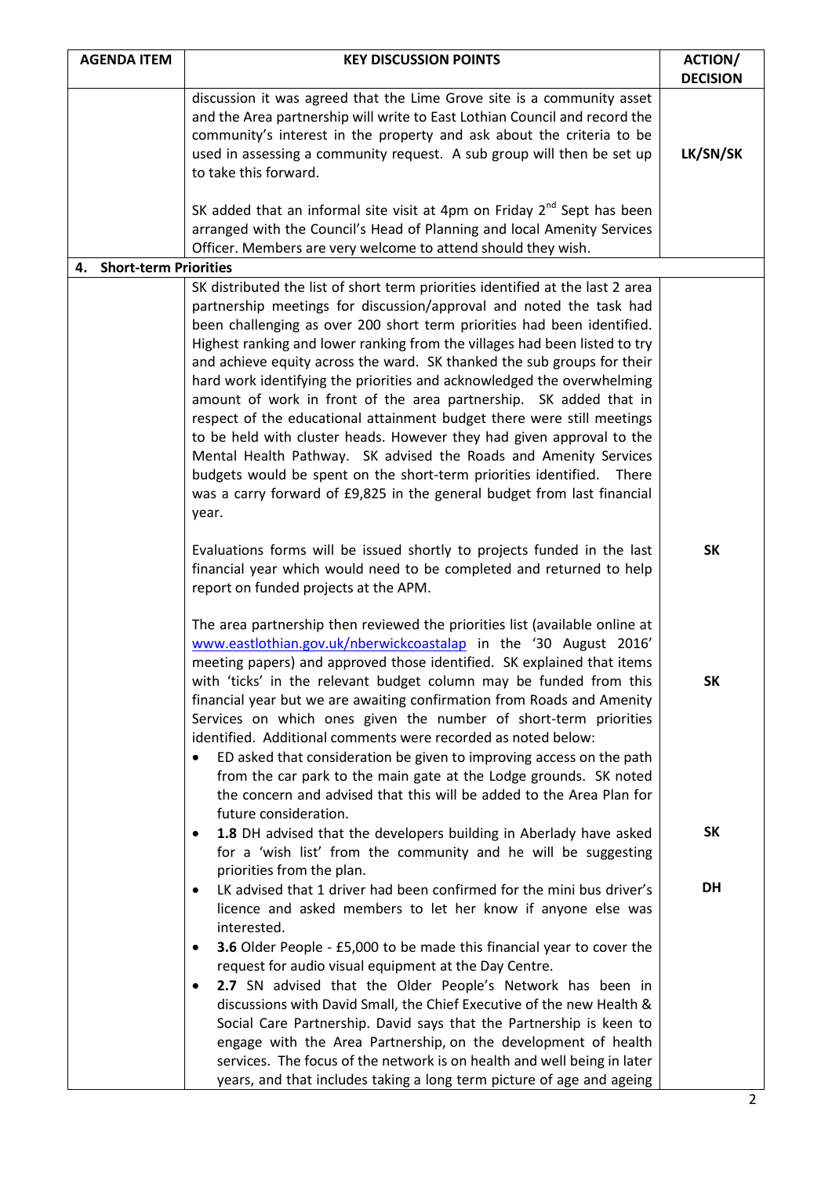| AGENDA ITEM | KEY DISCUSSION POINTS | ACTION/ DECISION |
|---|---|---|
| | discussion it was agreed that the Lime Grove site is a community asset and the Area partnership will write to East Lothian Council and record the community's interest in the property and ask about the criteria to be used in assessing a community request. A sub group will then be set up to take this forward. | LK/SN/SK |
| | SK added that an informal site visit at 4pm on Friday 2nd Sept has been arranged with the Council's Head of Planning and local Amenity Services Officer. Members are very welcome to attend should they wish. | |
| **4. Short-term Priorities** | | |
| | SK distributed the list of short term priorities identified at the last 2 area partnership meetings for discussion/approval and noted the task had been challenging as over 200 short term priorities had been identified. Highest ranking and lower ranking from the villages had been listed to try and achieve equity across the ward. SK thanked the sub groups for their hard work identifying the priorities and acknowledged the overwhelming amount of work in front of the area partnership. SK added that in respect of the educational attainment budget there were still meetings to be held with cluster heads. However they had given approval to the Mental Health Pathway. SK advised the Roads and Amenity Services budgets would be spent on the short-term priorities identified. There was a carry forward of £9,825 in the general budget from last financial year. | |
| | Evaluations forms will be issued shortly to projects funded in the last financial year which would need to be completed and returned to help report on funded projects at the APM. | SK |
| | The area partnership then reviewed the priorities list (available online at www.eastlothian.gov.uk/nberwickcoastalap in the '30 August 2016' meeting papers) and approved those identified. SK explained that items with 'ticks' in the relevant budget column may be funded from this financial year but we are awaiting confirmation from Roads and Amenity Services on which ones given the number of short-term priorities identified. Additional comments were recorded as noted below:<br>• ED asked that consideration be given to improving access on the path from the car park to the main gate at the Lodge grounds. SK noted the concern and advised that this will be added to the Area Plan for future consideration.<br>• **1.8** DH advised that the developers building in Aberlady have asked for a 'wish list' from the community and he will be suggesting priorities from the plan.<br>• LK advised that 1 driver had been confirmed for the mini bus driver's licence and asked members to let her know if anyone else was interested.<br>• **3.6** Older People - £5,000 to be made this financial year to cover the request for audio visual equipment at the Day Centre.<br>• **2.7** SN advised that the Older People's Network has been in discussions with David Small, the Chief Executive of the new Health & Social Care Partnership. David says that the Partnership is keen to engage with the Area Partnership, on the development of health services. The focus of the network is on health and well being in later years, and that includes taking a long term picture of age and ageing | SK<br><br>SK<br><br>DH |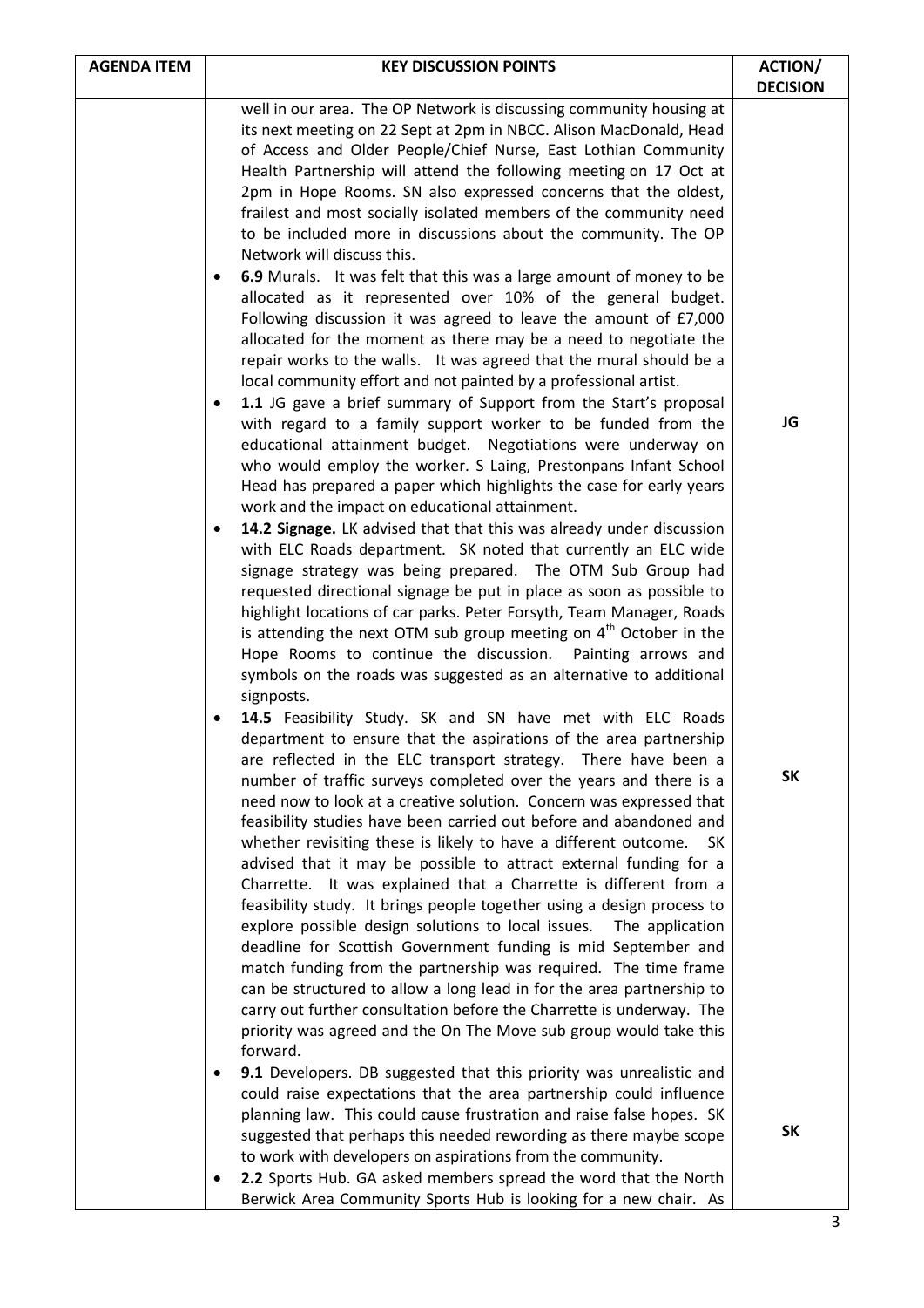| AGENDA ITEM | KEY DISCUSSION POINTS | ACTION/ DECISION |
|---|---|---|
| | well in our area. The OP Network is discussing community housing at its next meeting on 22 Sept at 2pm in NBCC. Alison MacDonald, Head of Access and Older People/Chief Nurse, East Lothian Community Health Partnership will attend the following meeting on 17 Oct at 2pm in Hope Rooms. SN also expressed concerns that the oldest, frailest and most socially isolated members of the community need to be included more in discussions about the community. The OP Network will discuss this. | |
| | • **6.9** Murals. It was felt that this was a large amount of money to be allocated as it represented over 10% of the general budget. Following discussion it was agreed to leave the amount of £7,000 allocated for the moment as there may be a need to negotiate the repair works to the walls. It was agreed that the mural should be a local community effort and not painted by a professional artist. | |
| | • **1.1** JG gave a brief summary of Support from the Start's proposal with regard to a family support worker to be funded from the educational attainment budget. Negotiations were underway on who would employ the worker. S Laing, Prestonpans Infant School Head has prepared a paper which highlights the case for early years work and the impact on educational attainment. | JG |
| | • **14.2 Signage.** LK advised that that this was already under discussion with ELC Roads department. SK noted that currently an ELC wide signage strategy was being prepared. The OTM Sub Group had requested directional signage be put in place as soon as possible to highlight locations of car parks. Peter Forsyth, Team Manager, Roads is attending the next OTM sub group meeting on 4th October in the Hope Rooms to continue the discussion. Painting arrows and symbols on the roads was suggested as an alternative to additional signposts. | |
| | • **14.5** Feasibility Study. SK and SN have met with ELC Roads department to ensure that the aspirations of the area partnership are reflected in the ELC transport strategy. There have been a number of traffic surveys completed over the years and there is a need now to look at a creative solution. Concern was expressed that feasibility studies have been carried out before and abandoned and whether revisiting these is likely to have a different outcome. SK advised that it may be possible to attract external funding for a Charrette. It was explained that a Charrette is different from a feasibility study. It brings people together using a design process to explore possible design solutions to local issues. The application deadline for Scottish Government funding is mid September and match funding from the partnership was required. The time frame can be structured to allow a long lead in for the area partnership to carry out further consultation before the Charrette is underway. The priority was agreed and the On The Move sub group would take this forward. | SK |
| | • **9.1** Developers. DB suggested that this priority was unrealistic and could raise expectations that the area partnership could influence planning law. This could cause frustration and raise false hopes. SK suggested that perhaps this needed rewording as there maybe scope to work with developers on aspirations from the community. | SK |
| | • **2.2** Sports Hub. GA asked members spread the word that the North Berwick Area Community Sports Hub is looking for a new chair. As | |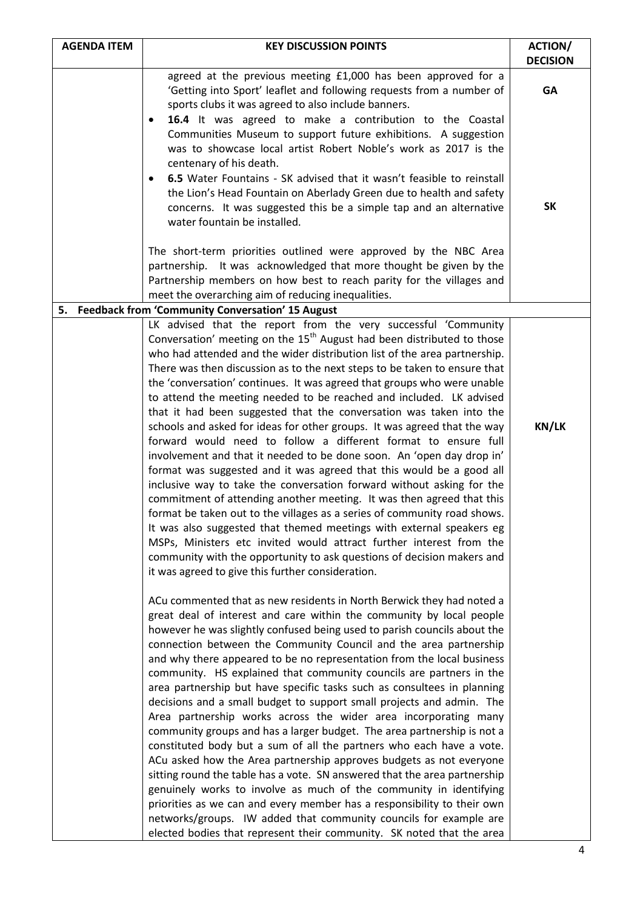| AGENDA ITEM | KEY DISCUSSION POINTS | ACTION/ DECISION |
|---|---|---|
| | agreed at the previous meeting £1,000 has been approved for a 'Getting into Sport' leaflet and following requests from a number of sports clubs it was agreed to also include banners.<br>• **16.4** It was agreed to make a contribution to the Coastal Communities Museum to support future exhibitions. A suggestion was to showcase local artist Robert Noble's work as 2017 is the centenary of his death.<br>• **6.5** Water Fountains - SK advised that it wasn't feasible to reinstall the Lion's Head Fountain on Aberlady Green due to health and safety concerns. It was suggested this be a simple tap and an alternative water fountain be installed.<br><br>The short-term priorities outlined were approved by the NBC Area partnership. It was acknowledged that more thought be given by the Partnership members on how best to reach parity for the villages and meet the overarching aim of reducing inequalities. | **GA**<br><br><br><br><br><br>**SK** |
| **5. Feedback from 'Community Conversation' 15 August** | | |
| | LK advised that the report from the very successful 'Community Conversation' meeting on the 15th August had been distributed to those who had attended and the wider distribution list of the area partnership. There was then discussion as to the next steps to be taken to ensure that the 'conversation' continues. It was agreed that groups who were unable to attend the meeting needed to be reached and included. LK advised that it had been suggested that the conversation was taken into the schools and asked for ideas for other groups. It was agreed that the way forward would need to follow a different format to ensure full involvement and that it needed to be done soon. An 'open day drop in' format was suggested and it was agreed that this would be a good all inclusive way to take the conversation forward without asking for the commitment of attending another meeting. It was then agreed that this format be taken out to the villages as a series of community road shows. It was also suggested that themed meetings with external speakers eg MSPs, Ministers etc invited would attract further interest from the community with the opportunity to ask questions of decision makers and it was agreed to give this further consideration.<br><br>ACu commented that as new residents in North Berwick they had noted a great deal of interest and care within the community by local people however he was slightly confused being used to parish councils about the connection between the Community Council and the area partnership and why there appeared to be no representation from the local business community. HS explained that community councils are partners in the area partnership but have specific tasks such as consultees in planning decisions and a small budget to support small projects and admin. The Area partnership works across the wider area incorporating many community groups and has a larger budget. The area partnership is not a constituted body but a sum of all the partners who each have a vote. ACu asked how the Area partnership approves budgets as not everyone sitting round the table has a vote. SN answered that the area partnership genuinely works to involve as much of the community in identifying priorities as we can and every member has a responsibility to their own networks/groups. IW added that community councils for example are elected bodies that represent their community. SK noted that the area | **KN/LK** |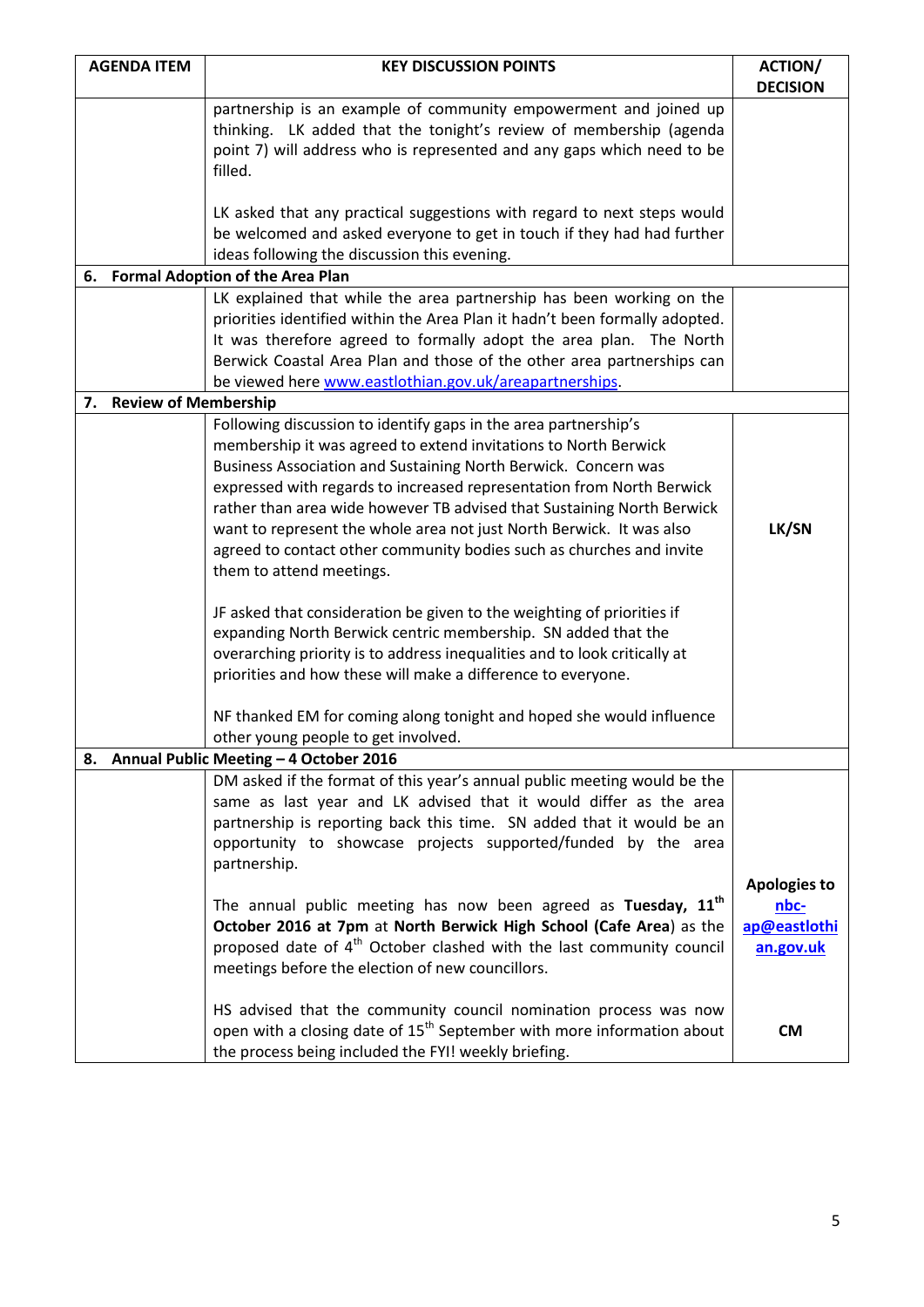| AGENDA ITEM | KEY DISCUSSION POINTS | ACTION/ DECISION |
|---|---|---|
| | partnership is an example of community empowerment and joined up thinking. LK added that the tonight's review of membership (agenda point 7) will address who is represented and any gaps which need to be filled.<br><br>LK asked that any practical suggestions with regard to next steps would be welcomed and asked everyone to get in touch if they had had further ideas following the discussion this evening. | |
| **6. Formal Adoption of the Area Plan** | | |
| | LK explained that while the area partnership has been working on the priorities identified within the Area Plan it hadn't been formally adopted. It was therefore agreed to formally adopt the area plan. The North Berwick Coastal Area Plan and those of the other area partnerships can be viewed here [www.eastlothian.gov.uk/areapartnerships](www.eastlothian.gov.uk/areapartnerships). | |
| **7. Review of Membership** | | |
| | Following discussion to identify gaps in the area partnership's membership it was agreed to extend invitations to North Berwick Business Association and Sustaining North Berwick. Concern was expressed with regards to increased representation from North Berwick rather than area wide however TB advised that Sustaining North Berwick want to represent the whole area not just North Berwick. It was also agreed to contact other community bodies such as churches and invite them to attend meetings.<br><br>JF asked that consideration be given to the weighting of priorities if expanding North Berwick centric membership. SN added that the overarching priority is to address inequalities and to look critically at priorities and how these will make a difference to everyone.<br><br>NF thanked EM for coming along tonight and hoped she would influence other young people to get involved. | **LK/SN** |
| **8. Annual Public Meeting – 4 October 2016** | | |
| | DM asked if the format of this year's annual public meeting would be the same as last year and LK advised that it would differ as the area partnership is reporting back this time. SN added that it would be an opportunity to showcase projects supported/funded by the area partnership.<br><br>The annual public meeting has now been agreed as **Tuesday, 11th October 2016 at 7pm** at **North Berwick High School (Cafe Area**) as the proposed date of 4th October clashed with the last community council meetings before the election of new councillors. | **Apologies to [nbc-ap@eastlothian.gov.uk](mailto:nbc-ap@eastlothian.gov.uk)** |
| | HS advised that the community council nomination process was now open with a closing date of 15th September with more information about the process being included the FYI! weekly briefing. | **CM** |